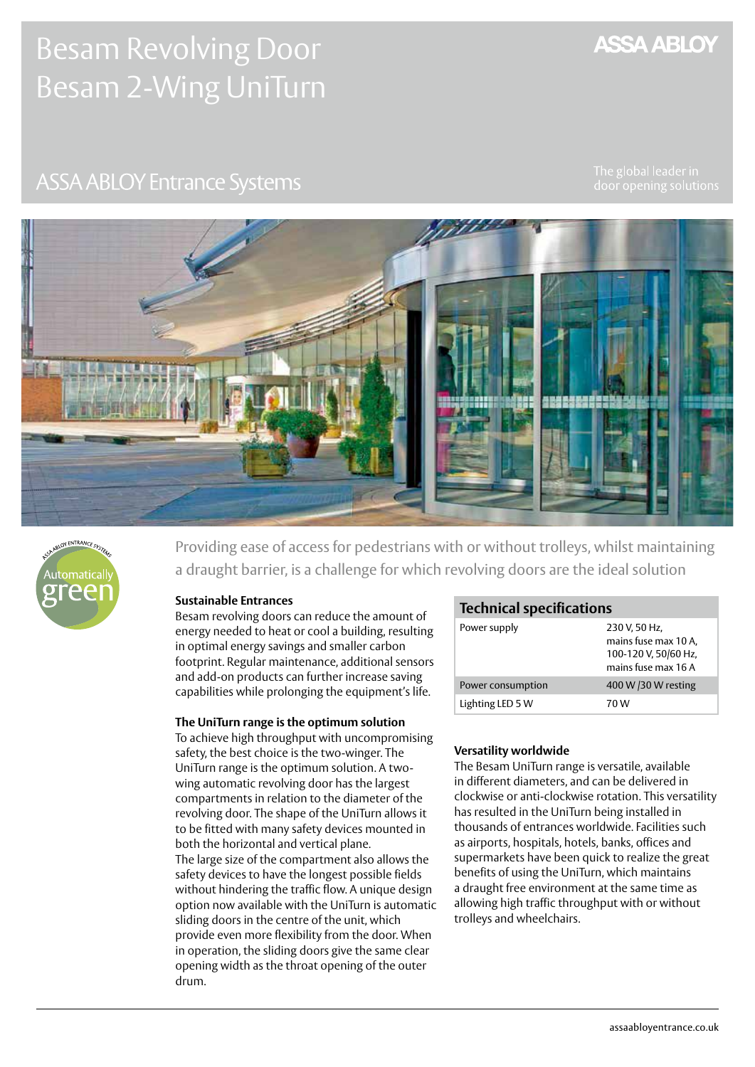# Besam Revolving Door
# Besam 2-Wing UniTurn

ASSA ABLOY

## ASSA ABLOY Entrance Systems

The global leader in door opening solutions

ASSA ABLOY ENTRANCE SYSTEMS Automatically green

Providing ease of access for pedestrians with or without trolleys, whilst maintaining a draught barrier, is a challenge for which revolving doors are the ideal solution

**Sustainable Entrances**

Besam revolving doors can reduce the amount of energy needed to heat or cool a building, resulting in optimal energy savings and smaller carbon footprint. Regular maintenance, additional sensors and add-on products can further increase saving capabilities while prolonging the equipment's life.

**The UniTurn range is the optimum solution**

To achieve high throughput with uncompromising safety, the best choice is the two-winger. The UniTurn range is the optimum solution. A two-wing automatic revolving door has the largest compartments in relation to the diameter of the revolving door. The shape of the UniTurn allows it to be fitted with many safety devices mounted in both the horizontal and vertical plane.
The large size of the compartment also allows the safety devices to have the longest possible fields without hindering the traffic flow. A unique design option now available with the UniTurn is automatic sliding doors in the centre of the unit, which provide even more flexibility from the door. When in operation, the sliding doors give the same clear opening width as the throat opening of the outer drum.

**Technical specifications**

| Technical specifications | |
|---|---|
| Power supply | 230 V, 50 Hz, mains fuse max 10 A, 100-120 V, 50/60 Hz, mains fuse max 16 A |
| Power consumption | 400 W /30 W resting |
| Lighting LED 5 W | 70 W |

**Versatility worldwide**

The Besam UniTurn range is versatile, available in different diameters, and can be delivered in clockwise or anti-clockwise rotation. This versatility has resulted in the UniTurn being installed in thousands of entrances worldwide. Facilities such as airports, hospitals, hotels, banks, offices and supermarkets have been quick to realize the great benefits of using the UniTurn, which maintains a draught free environment at the same time as allowing high traffic throughput with or without trolleys and wheelchairs.

assaabloyentrance.co.uk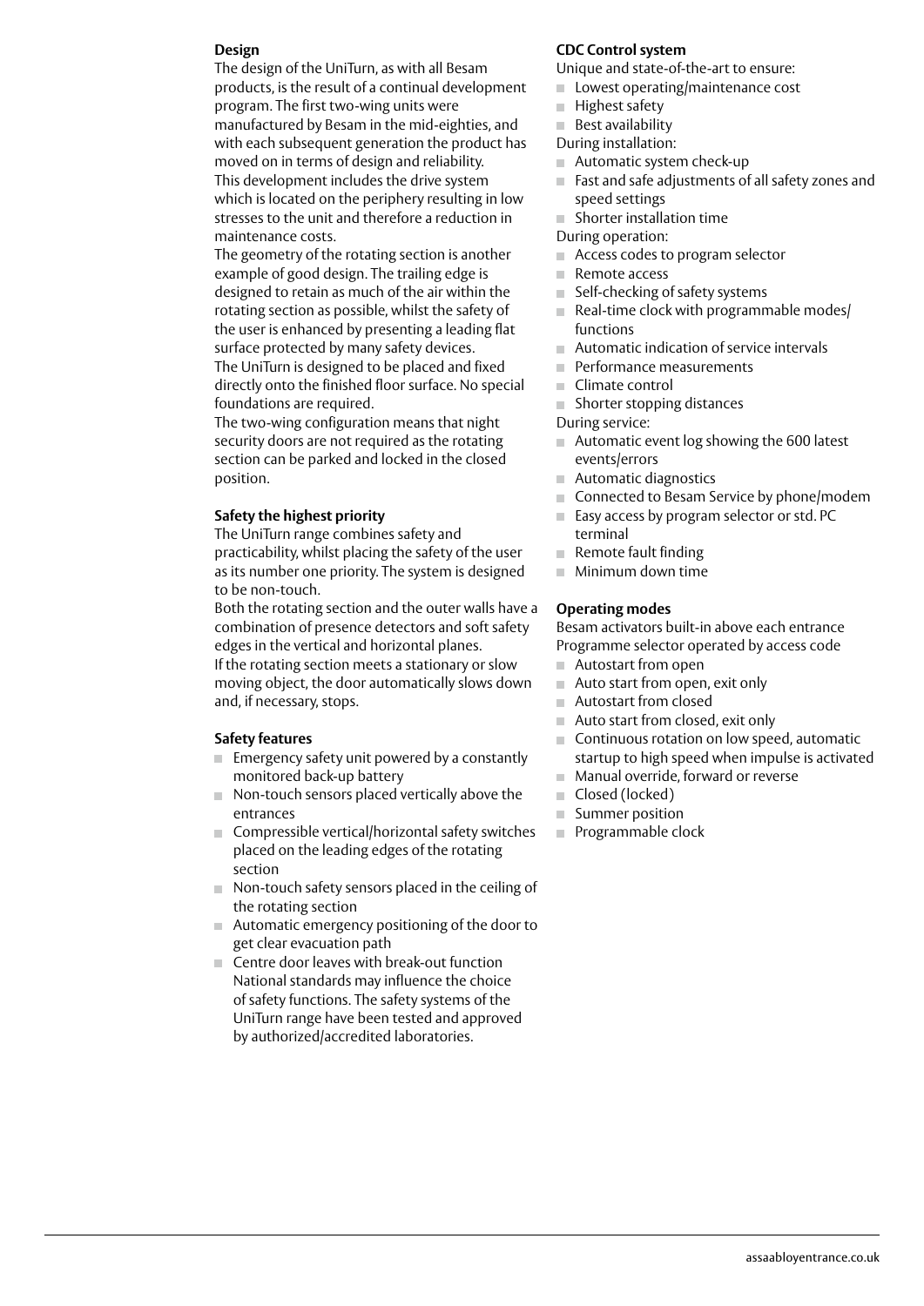**Design**

The design of the UniTurn, as with all Besam products, is the result of a continual development program. The first two-wing units were manufactured by Besam in the mid-eighties, and with each subsequent generation the product has moved on in terms of design and reliability.
This development includes the drive system which is located on the periphery resulting in low stresses to the unit and therefore a reduction in maintenance costs.
The geometry of the rotating section is another example of good design. The trailing edge is designed to retain as much of the air within the rotating section as possible, whilst the safety of the user is enhanced by presenting a leading flat surface protected by many safety devices.
The UniTurn is designed to be placed and fixed directly onto the finished floor surface. No special foundations are required.
The two-wing configuration means that night security doors are not required as the rotating section can be parked and locked in the closed position.

**Safety the highest priority**

The UniTurn range combines safety and practicability, whilst placing the safety of the user as its number one priority. The system is designed to be non-touch.
Both the rotating section and the outer walls have a combination of presence detectors and soft safety edges in the vertical and horizontal planes.
If the rotating section meets a stationary or slow moving object, the door automatically slows down and, if necessary, stops.

**Safety features**

- Emergency safety unit powered by a constantly monitored back-up battery
- Non-touch sensors placed vertically above the entrances
- Compressible vertical/horizontal safety switches placed on the leading edges of the rotating section
- Non-touch safety sensors placed in the ceiling of the rotating section
- Automatic emergency positioning of the door to get clear evacuation path
- Centre door leaves with break-out function
  National standards may influence the choice of safety functions. The safety systems of the UniTurn range have been tested and approved by authorized/accredited laboratories.

**CDC Control system**

Unique and state-of-the-art to ensure:

- Lowest operating/maintenance cost
- Highest safety
- Best availability

During installation:

- Automatic system check-up
- Fast and safe adjustments of all safety zones and speed settings
- Shorter installation time

During operation:

- Access codes to program selector
- Remote access
- Self-checking of safety systems
- Real-time clock with programmable modes/ functions
- Automatic indication of service intervals
- Performance measurements
- Climate control
- Shorter stopping distances

During service:

- Automatic event log showing the 600 latest events/errors
- Automatic diagnostics
- Connected to Besam Service by phone/modem
- Easy access by program selector or std. PC terminal
- Remote fault finding
- Minimum down time

**Operating modes**

Besam activators built-in above each entrance
Programme selector operated by access code

- Autostart from open
- Auto start from open, exit only
- Autostart from closed
- Auto start from closed, exit only
- Continuous rotation on low speed, automatic startup to high speed when impulse is activated
- Manual override, forward or reverse
- Closed (locked)
- Summer position
- Programmable clock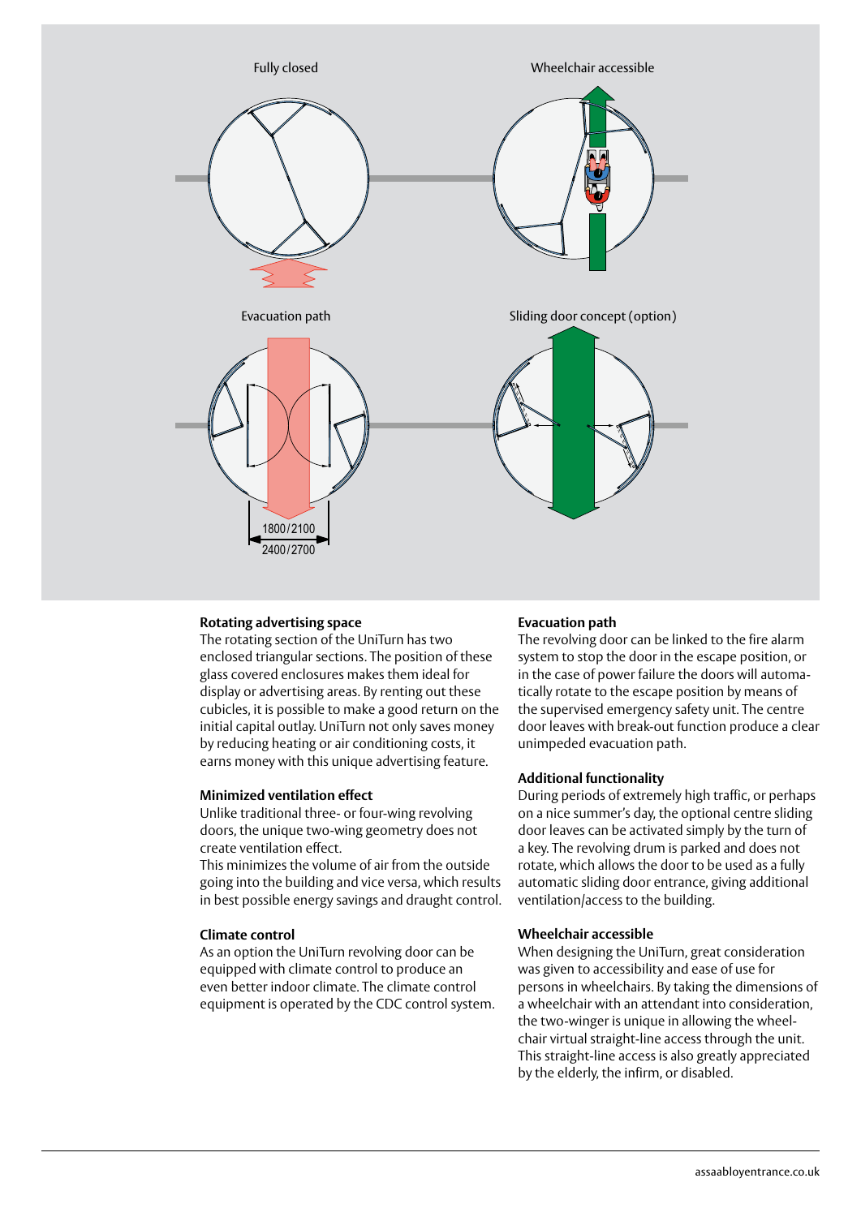Fully closed

Wheelchair accessible

Evacuation path

Sliding door concept (option)

1800/2100

2400/2700

### Rotating advertising space

The rotating section of the UniTurn has two enclosed triangular sections. The position of these glass covered enclosures makes them ideal for display or advertising areas. By renting out these cubicles, it is possible to make a good return on the initial capital outlay. UniTurn not only saves money by reducing heating or air conditioning costs, it earns money with this unique advertising feature.

### Minimized ventilation effect

Unlike traditional three- or four-wing revolving doors, the unique two-wing geometry does not create ventilation effect.
This minimizes the volume of air from the outside going into the building and vice versa, which results in best possible energy savings and draught control.

### Climate control

As an option the UniTurn revolving door can be equipped with climate control to produce an even better indoor climate. The climate control equipment is operated by the CDC control system.

### Evacuation path

The revolving door can be linked to the fire alarm system to stop the door in the escape position, or in the case of power failure the doors will automatically rotate to the escape position by means of the supervised emergency safety unit. The centre door leaves with break-out function produce a clear unimpeded evacuation path.

### Additional functionality

During periods of extremely high traffic, or perhaps on a nice summer's day, the optional centre sliding door leaves can be activated simply by the turn of a key. The revolving drum is parked and does not rotate, which allows the door to be used as a fully automatic sliding door entrance, giving additional ventilation/access to the building.

### Wheelchair accessible

When designing the UniTurn, great consideration was given to accessibility and ease of use for persons in wheelchairs. By taking the dimensions of a wheelchair with an attendant into consideration, the two-winger is unique in allowing the wheelchair virtual straight-line access through the unit. This straight-line access is also greatly appreciated by the elderly, the infirm, or disabled.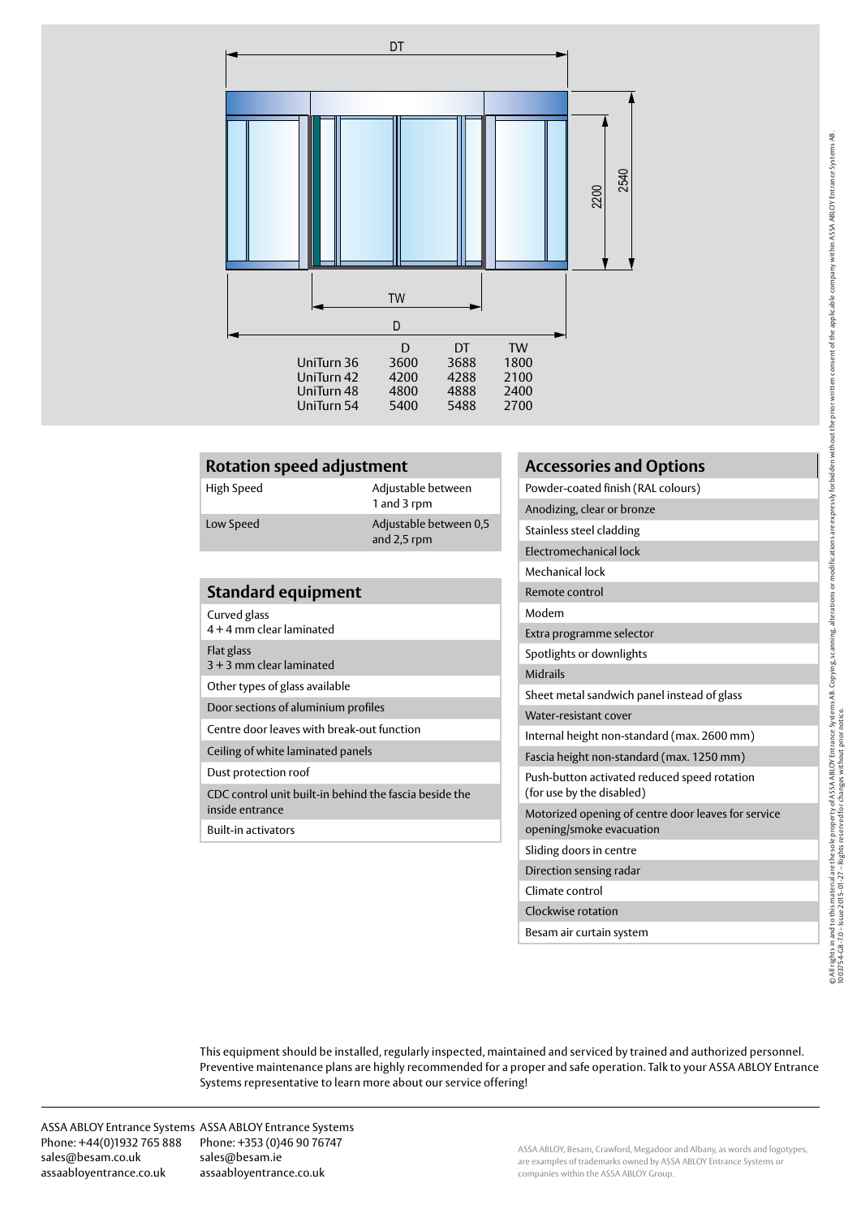DT

2200

2540

TW

D

| | D | DT | TW |
|---|---|---|---|
| UniTurn 36 | 3600 | 3688 | 1800 |
| UniTurn 42 | 4200 | 4288 | 2100 |
| UniTurn 48 | 4800 | 4888 | 2400 |
| UniTurn 54 | 5400 | 5488 | 2700 |

## Rotation speed adjustment

| | |
|---|---|
| High Speed | Adjustable between 1 and 3 rpm |
| Low Speed | Adjustable between 0,5 and 2,5 rpm |

## Standard equipment

- Curved glass
  4 + 4 mm clear laminated
- Flat glass
  3 + 3 mm clear laminated
- Other types of glass available
- Door sections of aluminium profiles
- Centre door leaves with break-out function
- Ceiling of white laminated panels
- Dust protection roof
- CDC control unit built-in behind the fascia beside the inside entrance
- Built-in activators

## Accessories and Options

- Powder-coated finish (RAL colours)
- Anodizing, clear or bronze
- Stainless steel cladding
- Electromechanical lock
- Mechanical lock
- Remote control
- Modem
- Extra programme selector
- Spotlights or downlights
- Midrails
- Sheet metal sandwich panel instead of glass
- Water-resistant cover
- Internal height non-standard (max. 2600 mm)
- Fascia height non-standard (max. 1250 mm)
- Push-button activated reduced speed rotation (for use by the disabled)
- Motorized opening of centre door leaves for service opening/smoke evacuation
- Sliding doors in centre
- Direction sensing radar
- Climate control
- Clockwise rotation
- Besam air curtain system

This equipment should be installed, regularly inspected, maintained and serviced by trained and authorized personnel. Preventive maintenance plans are highly recommended for a proper and safe operation. Talk to your ASSA ABLOY Entrance Systems representative to learn more about our service offering!

ASSA ABLOY Entrance Systems
Phone: +44(0)1932 765 888
sales@besam.co.uk
assaabloyentrance.co.uk

ASSA ABLOY Entrance Systems
Phone: +353 (0)46 90 76747
sales@besam.ie
assaabloyentrance.co.uk

ASSA ABLOY, Besam, Crawford, Megadoor and Albany, as words and logotypes, are examples of trademarks owned by ASSA ABLOY Entrance Systems or companies within the ASSA ABLOY Group.

©All rights in and to this material are the sole property of ASSA ABLOY Entrance Systems AB. Copying, scanning, alterations or modifications are expressly forbidden without the prior written consent of the applicable company within ASSA ABLOY Entrance Systems AB. 1003754-GB-7.0 – Issue 2015-01-27 – Rights reserved for changes without prior notice.